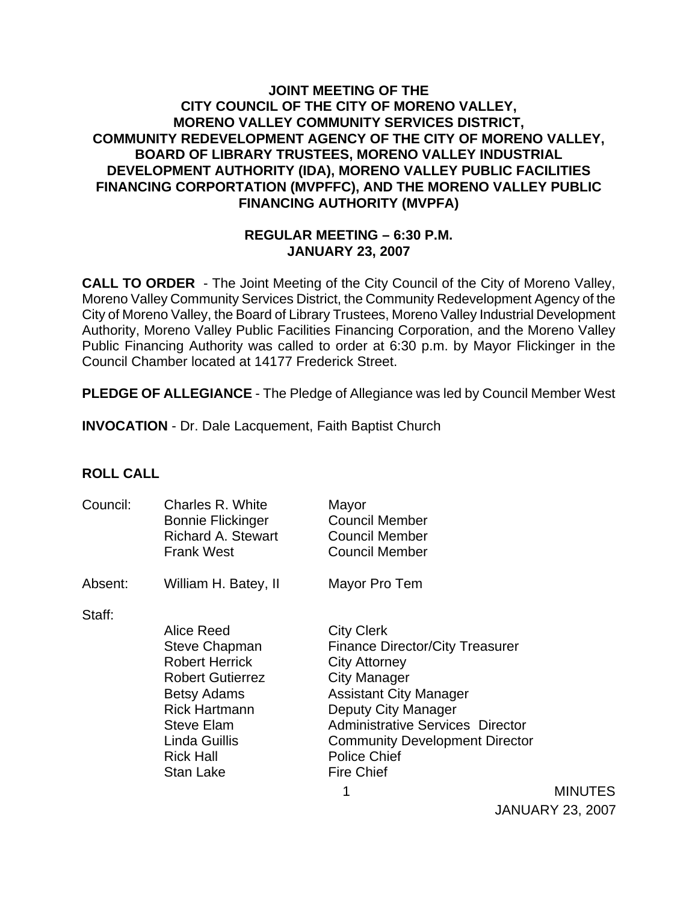**JOINT MEETING OF THE
CITY COUNCIL OF THE CITY OF MORENO VALLEY,
MORENO VALLEY COMMUNITY SERVICES DISTRICT,
COMMUNITY REDEVELOPMENT AGENCY OF THE CITY OF MORENO VALLEY,
BOARD OF LIBRARY TRUSTEES, MORENO VALLEY INDUSTRIAL
DEVELOPMENT AUTHORITY (IDA), MORENO VALLEY PUBLIC FACILITIES
FINANCING CORPORATION (MVPFFC), AND THE MORENO VALLEY PUBLIC
FINANCING AUTHORITY (MVPFA)**

**REGULAR MEETING – 6:30 P.M.
JANUARY 23, 2007**

**CALL TO ORDER** - The Joint Meeting of the City Council of the City of Moreno Valley, Moreno Valley Community Services District, the Community Redevelopment Agency of the City of Moreno Valley, the Board of Library Trustees, Moreno Valley Industrial Development Authority, Moreno Valley Public Facilities Financing Corporation, and the Moreno Valley Public Financing Authority was called to order at 6:30 p.m. by Mayor Flickinger in the Council Chamber located at 14177 Frederick Street.

**PLEDGE OF ALLEGIANCE** - The Pledge of Allegiance was led by Council Member West

**INVOCATION** - Dr. Dale Lacquement, Faith Baptist Church

**ROLL CALL**

| | | |
|---|---|---|
| Council: | Charles R. White | Mayor |
| | Bonnie Flickinger | Council Member |
| | Richard A. Stewart | Council Member |
| | Frank West | Council Member |
| Absent: | William H. Batey, II | Mayor Pro Tem |
| Staff: | | |
| | Alice Reed | City Clerk |
| | Steve Chapman | Finance Director/City Treasurer |
| | Robert Herrick | City Attorney |
| | Robert Gutierrez | City Manager |
| | Betsy Adams | Assistant City Manager |
| | Rick Hartmann | Deputy City Manager |
| | Steve Elam | Administrative Services Director |
| | Linda Guillis | Community Development Director |
| | Rick Hall | Police Chief |
| | Stan Lake | Fire Chief |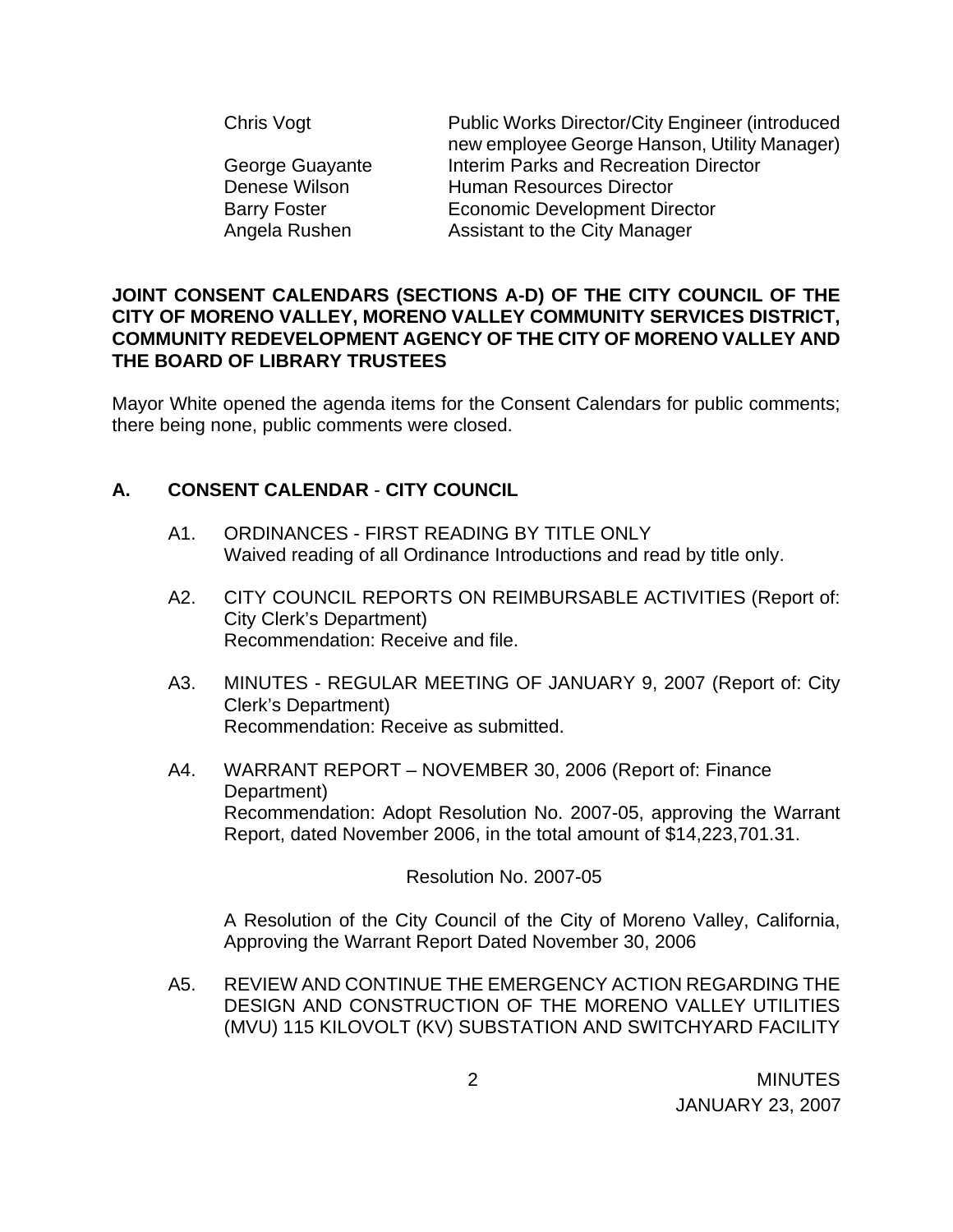| | |
|---|---|
| Chris Vogt | Public Works Director/City Engineer (introduced new employee George Hanson, Utility Manager) |
| George Guayante | Interim Parks and Recreation Director |
| Denese Wilson | Human Resources Director |
| Barry Foster | Economic Development Director |
| Angela Rushen | Assistant to the City Manager |

**JOINT CONSENT CALENDARS (SECTIONS A-D) OF THE CITY COUNCIL OF THE CITY OF MORENO VALLEY, MORENO VALLEY COMMUNITY SERVICES DISTRICT, COMMUNITY REDEVELOPMENT AGENCY OF THE CITY OF MORENO VALLEY AND THE BOARD OF LIBRARY TRUSTEES**

Mayor White opened the agenda items for the Consent Calendars for public comments; there being none, public comments were closed.

## A. CONSENT CALENDAR - CITY COUNCIL

A1. ORDINANCES - FIRST READING BY TITLE ONLY
Waived reading of all Ordinance Introductions and read by title only.

A2. CITY COUNCIL REPORTS ON REIMBURSABLE ACTIVITIES (Report of: City Clerk's Department)
Recommendation: Receive and file.

A3. MINUTES - REGULAR MEETING OF JANUARY 9, 2007 (Report of: City Clerk's Department)
Recommendation: Receive as submitted.

A4. WARRANT REPORT – NOVEMBER 30, 2006 (Report of: Finance Department)
Recommendation: Adopt Resolution No. 2007-05, approving the Warrant Report, dated November 2006, in the total amount of $14,223,701.31.

Resolution No. 2007-05

A Resolution of the City Council of the City of Moreno Valley, California, Approving the Warrant Report Dated November 30, 2006

A5. REVIEW AND CONTINUE THE EMERGENCY ACTION REGARDING THE DESIGN AND CONSTRUCTION OF THE MORENO VALLEY UTILITIES (MVU) 115 KILOVOLT (KV) SUBSTATION AND SWITCHYARD FACILITY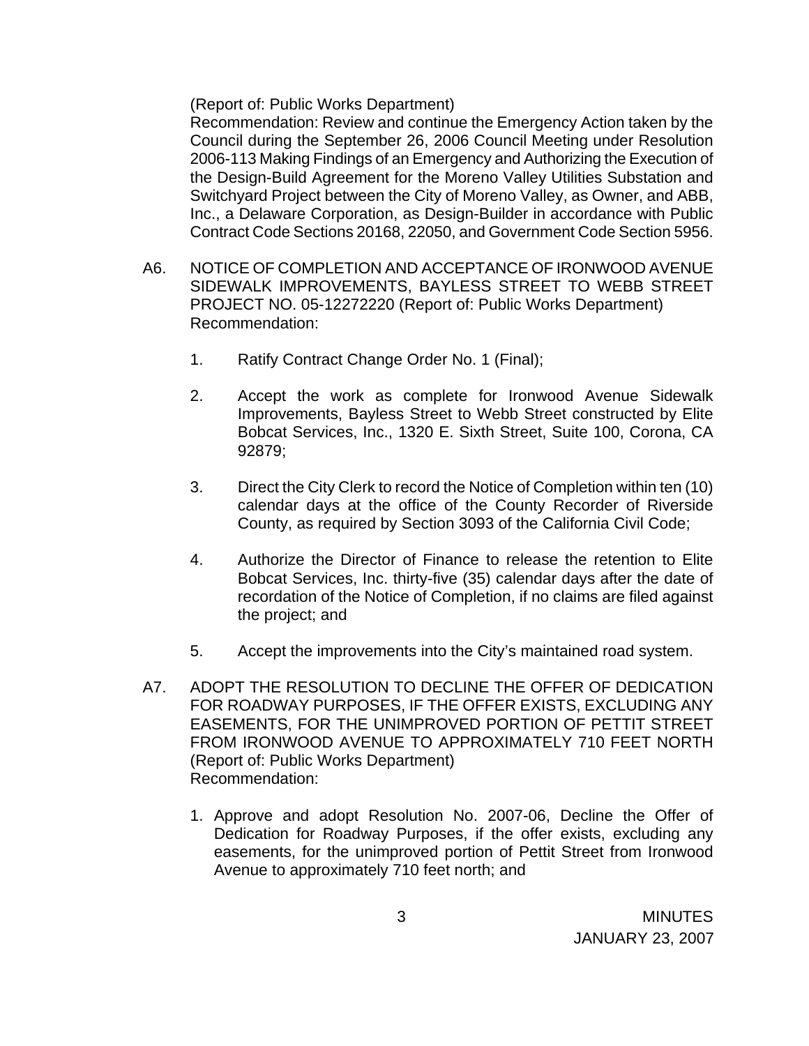(Report of: Public Works Department)
Recommendation: Review and continue the Emergency Action taken by the Council during the September 26, 2006 Council Meeting under Resolution 2006-113 Making Findings of an Emergency and Authorizing the Execution of the Design-Build Agreement for the Moreno Valley Utilities Substation and Switchyard Project between the City of Moreno Valley, as Owner, and ABB, Inc., a Delaware Corporation, as Design-Builder in accordance with Public Contract Code Sections 20168, 22050, and Government Code Section 5956.

A6. NOTICE OF COMPLETION AND ACCEPTANCE OF IRONWOOD AVENUE SIDEWALK IMPROVEMENTS, BAYLESS STREET TO WEBB STREET PROJECT NO. 05-12272220 (Report of: Public Works Department)
Recommendation:

1. Ratify Contract Change Order No. 1 (Final);

2. Accept the work as complete for Ironwood Avenue Sidewalk Improvements, Bayless Street to Webb Street constructed by Elite Bobcat Services, Inc., 1320 E. Sixth Street, Suite 100, Corona, CA 92879;

3. Direct the City Clerk to record the Notice of Completion within ten (10) calendar days at the office of the County Recorder of Riverside County, as required by Section 3093 of the California Civil Code;

4. Authorize the Director of Finance to release the retention to Elite Bobcat Services, Inc. thirty-five (35) calendar days after the date of recordation of the Notice of Completion, if no claims are filed against the project; and

5. Accept the improvements into the City's maintained road system.

A7. ADOPT THE RESOLUTION TO DECLINE THE OFFER OF DEDICATION FOR ROADWAY PURPOSES, IF THE OFFER EXISTS, EXCLUDING ANY EASEMENTS, FOR THE UNIMPROVED PORTION OF PETTIT STREET FROM IRONWOOD AVENUE TO APPROXIMATELY 710 FEET NORTH (Report of: Public Works Department)
Recommendation:

1. Approve and adopt Resolution No. 2007-06, Decline the Offer of Dedication for Roadway Purposes, if the offer exists, excluding any easements, for the unimproved portion of Pettit Street from Ironwood Avenue to approximately 710 feet north; and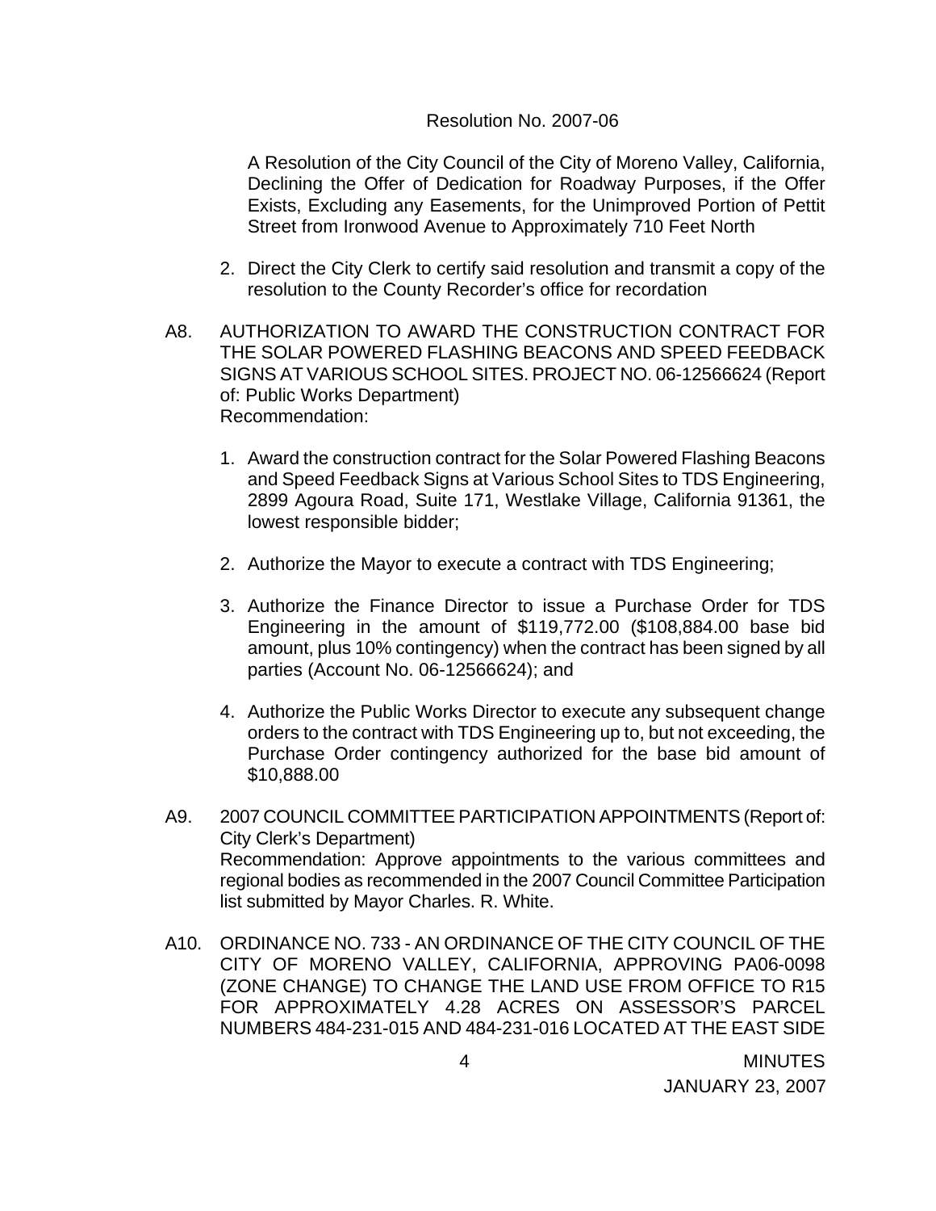Resolution No. 2007-06

A Resolution of the City Council of the City of Moreno Valley, California, Declining the Offer of Dedication for Roadway Purposes, if the Offer Exists, Excluding any Easements, for the Unimproved Portion of Pettit Street from Ironwood Avenue to Approximately 710 Feet North

2. Direct the City Clerk to certify said resolution and transmit a copy of the resolution to the County Recorder's office for recordation

A8. AUTHORIZATION TO AWARD THE CONSTRUCTION CONTRACT FOR THE SOLAR POWERED FLASHING BEACONS AND SPEED FEEDBACK SIGNS AT VARIOUS SCHOOL SITES. PROJECT NO. 06-12566624 (Report of: Public Works Department)
Recommendation:

1. Award the construction contract for the Solar Powered Flashing Beacons and Speed Feedback Signs at Various School Sites to TDS Engineering, 2899 Agoura Road, Suite 171, Westlake Village, California 91361, the lowest responsible bidder;

2. Authorize the Mayor to execute a contract with TDS Engineering;

3. Authorize the Finance Director to issue a Purchase Order for TDS Engineering in the amount of $119,772.00 ($108,884.00 base bid amount, plus 10% contingency) when the contract has been signed by all parties (Account No. 06-12566624); and

4. Authorize the Public Works Director to execute any subsequent change orders to the contract with TDS Engineering up to, but not exceeding, the Purchase Order contingency authorized for the base bid amount of $10,888.00

A9. 2007 COUNCIL COMMITTEE PARTICIPATION APPOINTMENTS (Report of: City Clerk's Department)
Recommendation: Approve appointments to the various committees and regional bodies as recommended in the 2007 Council Committee Participation list submitted by Mayor Charles. R. White.

A10. ORDINANCE NO. 733 - AN ORDINANCE OF THE CITY COUNCIL OF THE CITY OF MORENO VALLEY, CALIFORNIA, APPROVING PA06-0098 (ZONE CHANGE) TO CHANGE THE LAND USE FROM OFFICE TO R15 FOR APPROXIMATELY 4.28 ACRES ON ASSESSOR'S PARCEL NUMBERS 484-231-015 AND 484-231-016 LOCATED AT THE EAST SIDE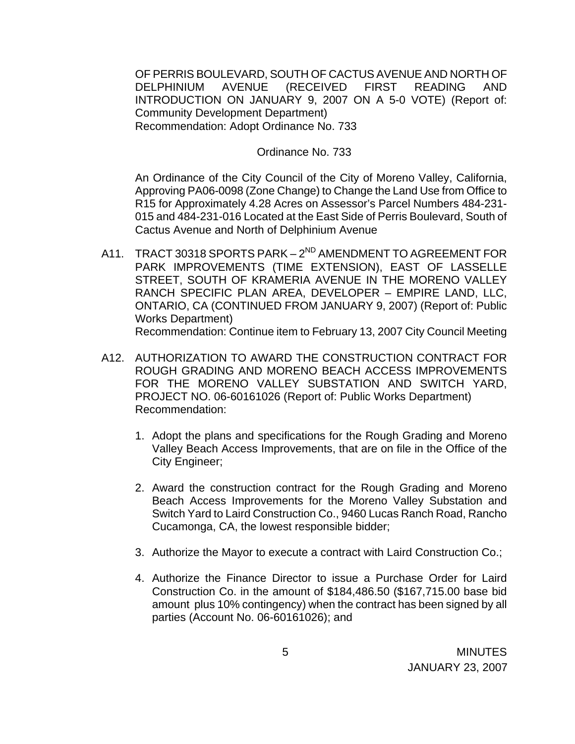OF PERRIS BOULEVARD, SOUTH OF CACTUS AVENUE AND NORTH OF DELPHINIUM AVENUE (RECEIVED FIRST READING AND INTRODUCTION ON JANUARY 9, 2007 ON A 5-0 VOTE) (Report of: Community Development Department)
Recommendation: Adopt Ordinance No. 733

Ordinance No. 733

An Ordinance of the City Council of the City of Moreno Valley, California, Approving PA06-0098 (Zone Change) to Change the Land Use from Office to R15 for Approximately 4.28 Acres on Assessor's Parcel Numbers 484-231-015 and 484-231-016 Located at the East Side of Perris Boulevard, South of Cactus Avenue and North of Delphinium Avenue

A11. TRACT 30318 SPORTS PARK – 2ND AMENDMENT TO AGREEMENT FOR PARK IMPROVEMENTS (TIME EXTENSION), EAST OF LASSELLE STREET, SOUTH OF KRAMERIA AVENUE IN THE MORENO VALLEY RANCH SPECIFIC PLAN AREA, DEVELOPER – EMPIRE LAND, LLC, ONTARIO, CA (CONTINUED FROM JANUARY 9, 2007) (Report of: Public Works Department)
Recommendation: Continue item to February 13, 2007 City Council Meeting

A12. AUTHORIZATION TO AWARD THE CONSTRUCTION CONTRACT FOR ROUGH GRADING AND MORENO BEACH ACCESS IMPROVEMENTS FOR THE MORENO VALLEY SUBSTATION AND SWITCH YARD, PROJECT NO. 06-60161026 (Report of: Public Works Department)
Recommendation:

1. Adopt the plans and specifications for the Rough Grading and Moreno Valley Beach Access Improvements, that are on file in the Office of the City Engineer;

2. Award the construction contract for the Rough Grading and Moreno Beach Access Improvements for the Moreno Valley Substation and Switch Yard to Laird Construction Co., 9460 Lucas Ranch Road, Rancho Cucamonga, CA, the lowest responsible bidder;

3. Authorize the Mayor to execute a contract with Laird Construction Co.;

4. Authorize the Finance Director to issue a Purchase Order for Laird Construction Co. in the amount of $184,486.50 ($167,715.00 base bid amount plus 10% contingency) when the contract has been signed by all parties (Account No. 06-60161026); and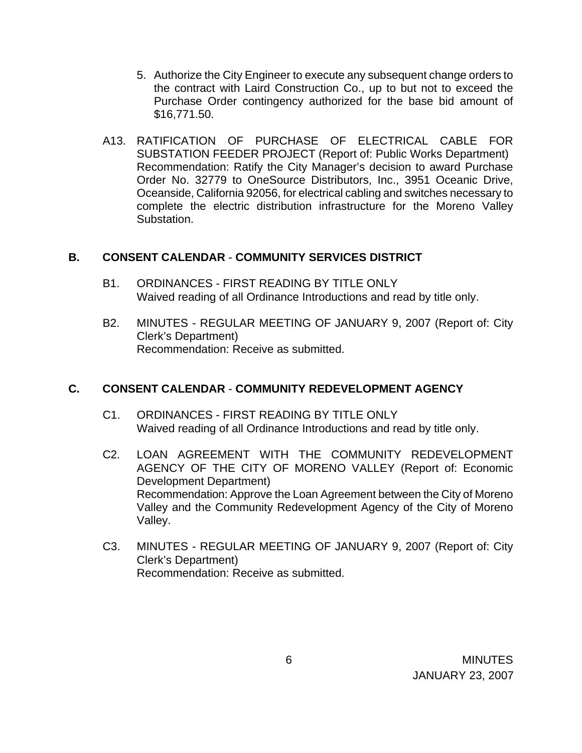5. Authorize the City Engineer to execute any subsequent change orders to the contract with Laird Construction Co., up to but not to exceed the Purchase Order contingency authorized for the base bid amount of $16,771.50.

A13. RATIFICATION OF PURCHASE OF ELECTRICAL CABLE FOR SUBSTATION FEEDER PROJECT (Report of: Public Works Department)
Recommendation: Ratify the City Manager's decision to award Purchase Order No. 32779 to OneSource Distributors, Inc., 3951 Oceanic Drive, Oceanside, California 92056, for electrical cabling and switches necessary to complete the electric distribution infrastructure for the Moreno Valley Substation.

## B. CONSENT CALENDAR - COMMUNITY SERVICES DISTRICT

B1. ORDINANCES - FIRST READING BY TITLE ONLY
Waived reading of all Ordinance Introductions and read by title only.

B2. MINUTES - REGULAR MEETING OF JANUARY 9, 2007 (Report of: City Clerk's Department)
Recommendation: Receive as submitted.

## C. CONSENT CALENDAR - COMMUNITY REDEVELOPMENT AGENCY

C1. ORDINANCES - FIRST READING BY TITLE ONLY
Waived reading of all Ordinance Introductions and read by title only.

C2. LOAN AGREEMENT WITH THE COMMUNITY REDEVELOPMENT AGENCY OF THE CITY OF MORENO VALLEY (Report of: Economic Development Department)
Recommendation: Approve the Loan Agreement between the City of Moreno Valley and the Community Redevelopment Agency of the City of Moreno Valley.

C3. MINUTES - REGULAR MEETING OF JANUARY 9, 2007 (Report of: City Clerk's Department)
Recommendation: Receive as submitted.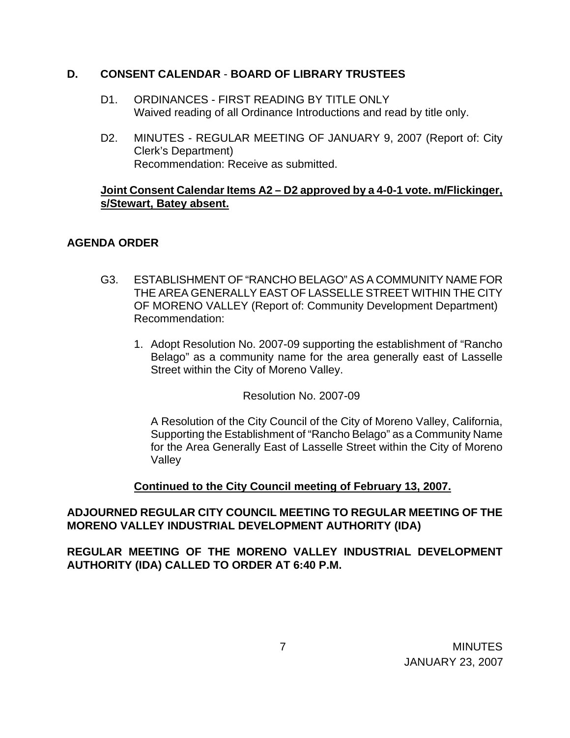## D. CONSENT CALENDAR - BOARD OF LIBRARY TRUSTEES

D1. ORDINANCES - FIRST READING BY TITLE ONLY
Waived reading of all Ordinance Introductions and read by title only.

D2. MINUTES - REGULAR MEETING OF JANUARY 9, 2007 (Report of: City Clerk's Department)
Recommendation: Receive as submitted.

**Joint Consent Calendar Items A2 – D2 approved by a 4-0-1 vote. m/Flickinger, s/Stewart, Batey absent.**

## AGENDA ORDER

G3. ESTABLISHMENT OF "RANCHO BELAGO" AS A COMMUNITY NAME FOR THE AREA GENERALLY EAST OF LASSELLE STREET WITHIN THE CITY OF MORENO VALLEY (Report of: Community Development Department)
Recommendation:

1. Adopt Resolution No. 2007-09 supporting the establishment of "Rancho Belago" as a community name for the area generally east of Lasselle Street within the City of Moreno Valley.

Resolution No. 2007-09

A Resolution of the City Council of the City of Moreno Valley, California, Supporting the Establishment of "Rancho Belago" as a Community Name for the Area Generally East of Lasselle Street within the City of Moreno Valley

**Continued to the City Council meeting of February 13, 2007.**

**ADJOURNED REGULAR CITY COUNCIL MEETING TO REGULAR MEETING OF THE MORENO VALLEY INDUSTRIAL DEVELOPMENT AUTHORITY (IDA)**

**REGULAR MEETING OF THE MORENO VALLEY INDUSTRIAL DEVELOPMENT AUTHORITY (IDA) CALLED TO ORDER AT 6:40 P.M.**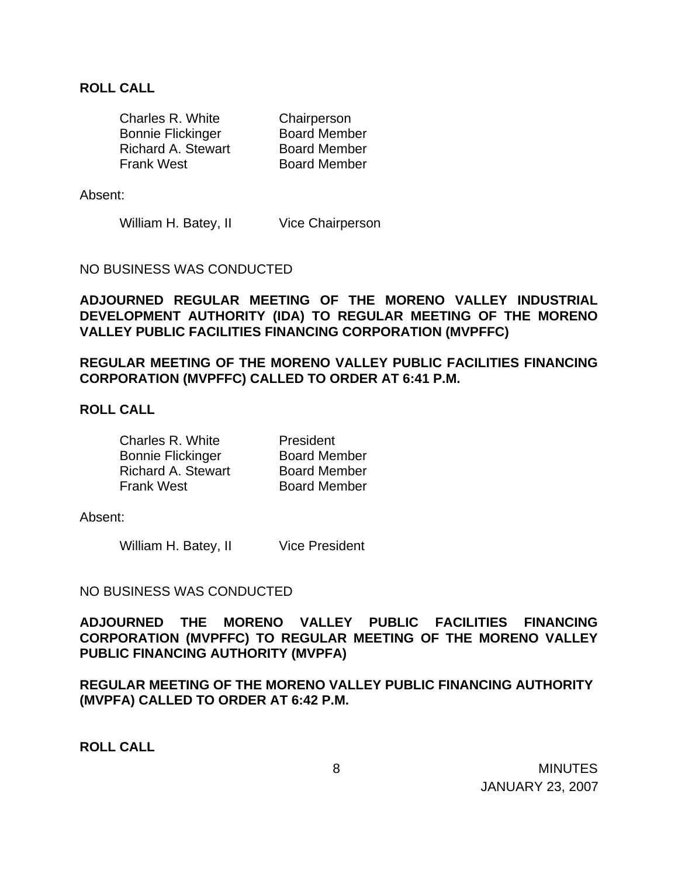**ROLL CALL**

| | |
|---|---|
| Charles R. White | Chairperson |
| Bonnie Flickinger | Board Member |
| Richard A. Stewart | Board Member |
| Frank West | Board Member |

Absent:

| | |
|---|---|
| William H. Batey, II | Vice Chairperson |

NO BUSINESS WAS CONDUCTED

**ADJOURNED REGULAR MEETING OF THE MORENO VALLEY INDUSTRIAL DEVELOPMENT AUTHORITY (IDA) TO REGULAR MEETING OF THE MORENO VALLEY PUBLIC FACILITIES FINANCING CORPORATION (MVPFFC)**

**REGULAR MEETING OF THE MORENO VALLEY PUBLIC FACILITIES FINANCING CORPORATION (MVPFFC) CALLED TO ORDER AT 6:41 P.M.**

**ROLL CALL**

| | |
|---|---|
| Charles R. White | President |
| Bonnie Flickinger | Board Member |
| Richard A. Stewart | Board Member |
| Frank West | Board Member |

Absent:

| | |
|---|---|
| William H. Batey, II | Vice President |

NO BUSINESS WAS CONDUCTED

**ADJOURNED THE MORENO VALLEY PUBLIC FACILITIES FINANCING CORPORATION (MVPFFC) TO REGULAR MEETING OF THE MORENO VALLEY PUBLIC FINANCING AUTHORITY (MVPFA)**

**REGULAR MEETING OF THE MORENO VALLEY PUBLIC FINANCING AUTHORITY (MVPFA) CALLED TO ORDER AT 6:42 P.M.**

**ROLL CALL**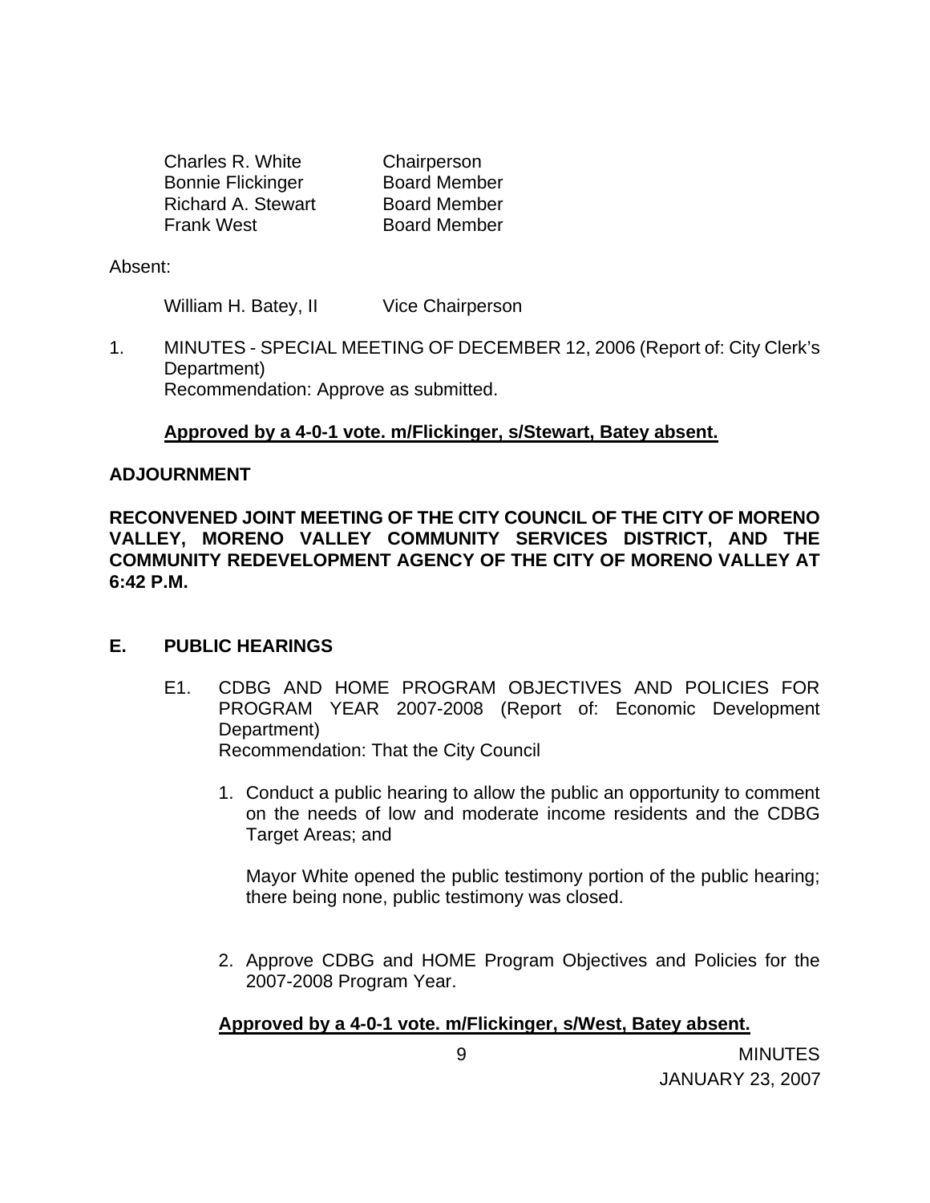| | |
|---|---|
| Charles R. White | Chairperson |
| Bonnie Flickinger | Board Member |
| Richard A. Stewart | Board Member |
| Frank West | Board Member |

Absent:

| | |
|---|---|
| William H. Batey, II | Vice Chairperson |

1. MINUTES - SPECIAL MEETING OF DECEMBER 12, 2006 (Report of: City Clerk's Department)
   Recommendation: Approve as submitted.

   **Approved by a 4-0-1 vote. m/Flickinger, s/Stewart, Batey absent.**

**ADJOURNMENT**

**RECONVENED JOINT MEETING OF THE CITY COUNCIL OF THE CITY OF MORENO VALLEY, MORENO VALLEY COMMUNITY SERVICES DISTRICT, AND THE COMMUNITY REDEVELOPMENT AGENCY OF THE CITY OF MORENO VALLEY AT 6:42 P.M.**

## E. PUBLIC HEARINGS

E1. CDBG AND HOME PROGRAM OBJECTIVES AND POLICIES FOR PROGRAM YEAR 2007-2008 (Report of: Economic Development Department)
Recommendation: That the City Council

1. Conduct a public hearing to allow the public an opportunity to comment on the needs of low and moderate income residents and the CDBG Target Areas; and

   Mayor White opened the public testimony portion of the public hearing; there being none, public testimony was closed.

2. Approve CDBG and HOME Program Objectives and Policies for the 2007-2008 Program Year.

**Approved by a 4-0-1 vote. m/Flickinger, s/West, Batey absent.**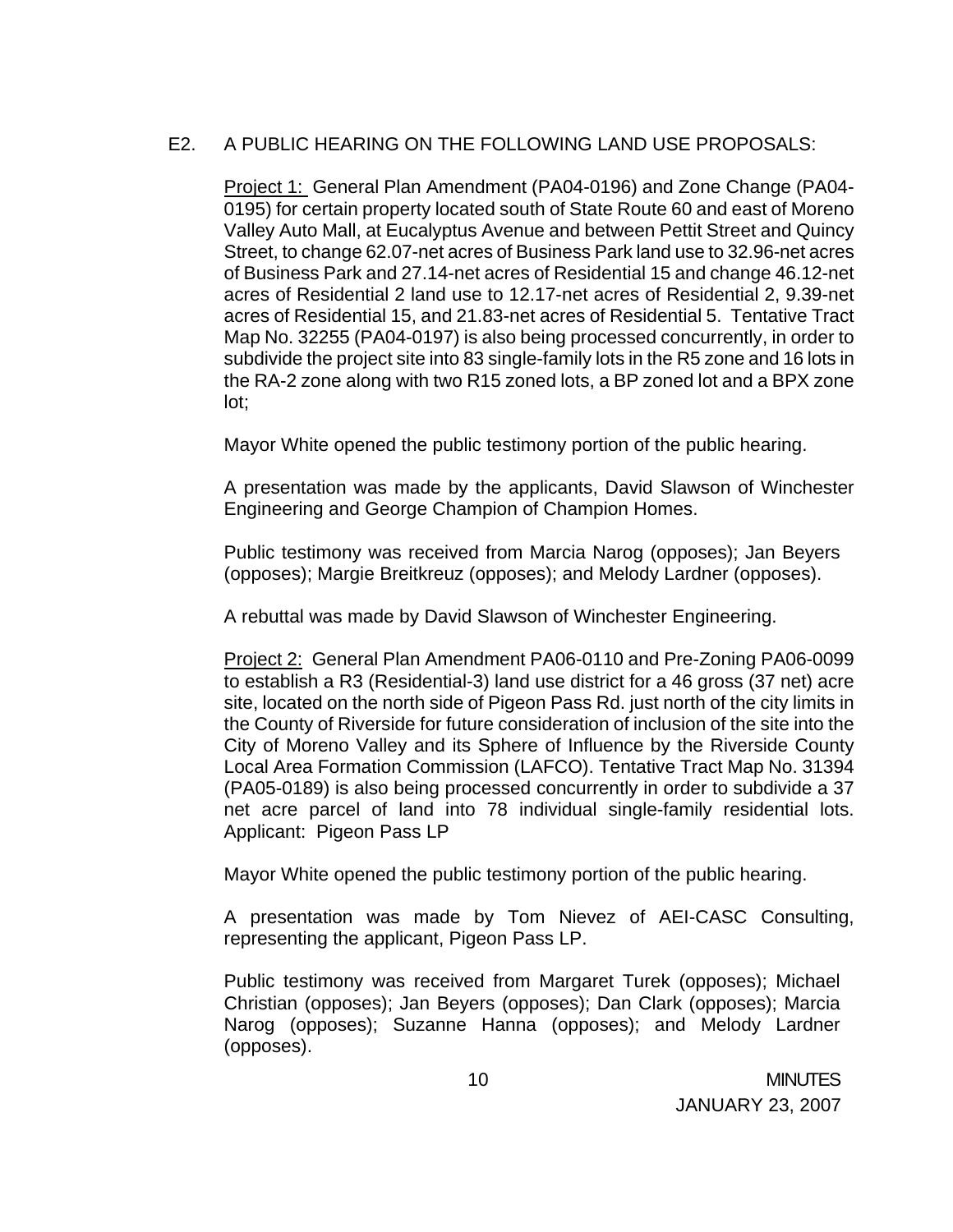E2. A PUBLIC HEARING ON THE FOLLOWING LAND USE PROPOSALS:

Project 1: General Plan Amendment (PA04-0196) and Zone Change (PA04-0195) for certain property located south of State Route 60 and east of Moreno Valley Auto Mall, at Eucalyptus Avenue and between Pettit Street and Quincy Street, to change 62.07-net acres of Business Park land use to 32.96-net acres of Business Park and 27.14-net acres of Residential 15 and change 46.12-net acres of Residential 2 land use to 12.17-net acres of Residential 2, 9.39-net acres of Residential 15, and 21.83-net acres of Residential 5. Tentative Tract Map No. 32255 (PA04-0197) is also being processed concurrently, in order to subdivide the project site into 83 single-family lots in the R5 zone and 16 lots in the RA-2 zone along with two R15 zoned lots, a BP zoned lot and a BPX zone lot;

Mayor White opened the public testimony portion of the public hearing.

A presentation was made by the applicants, David Slawson of Winchester Engineering and George Champion of Champion Homes.

Public testimony was received from Marcia Narog (opposes); Jan Beyers (opposes); Margie Breitkreuz (opposes); and Melody Lardner (opposes).

A rebuttal was made by David Slawson of Winchester Engineering.

Project 2: General Plan Amendment PA06-0110 and Pre-Zoning PA06-0099 to establish a R3 (Residential-3) land use district for a 46 gross (37 net) acre site, located on the north side of Pigeon Pass Rd. just north of the city limits in the County of Riverside for future consideration of inclusion of the site into the City of Moreno Valley and its Sphere of Influence by the Riverside County Local Area Formation Commission (LAFCO). Tentative Tract Map No. 31394 (PA05-0189) is also being processed concurrently in order to subdivide a 37 net acre parcel of land into 78 individual single-family residential lots. Applicant: Pigeon Pass LP

Mayor White opened the public testimony portion of the public hearing.

A presentation was made by Tom Nievez of AEI-CASC Consulting, representing the applicant, Pigeon Pass LP.

Public testimony was received from Margaret Turek (opposes); Michael Christian (opposes); Jan Beyers (opposes); Dan Clark (opposes); Marcia Narog (opposes); Suzanne Hanna (opposes); and Melody Lardner (opposes).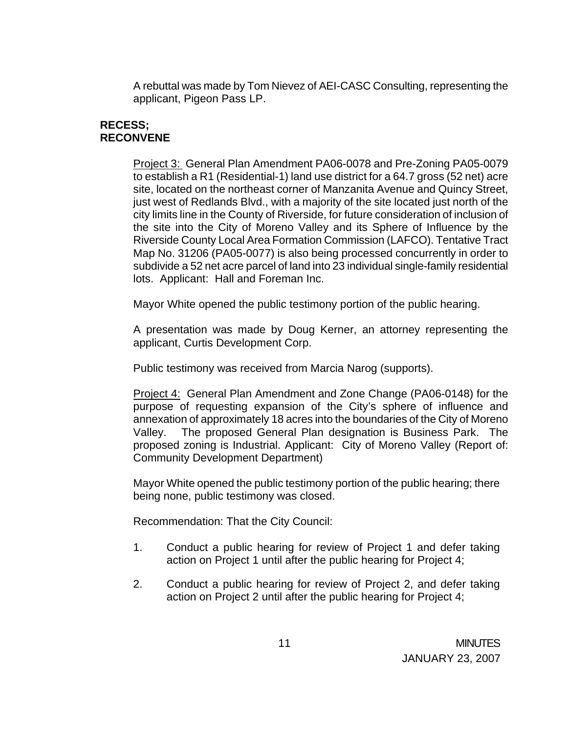A rebuttal was made by Tom Nievez of AEI-CASC Consulting, representing the applicant, Pigeon Pass LP.

**RECESS;**
**RECONVENE**

Project 3: General Plan Amendment PA06-0078 and Pre-Zoning PA05-0079 to establish a R1 (Residential-1) land use district for a 64.7 gross (52 net) acre site, located on the northeast corner of Manzanita Avenue and Quincy Street, just west of Redlands Blvd., with a majority of the site located just north of the city limits line in the County of Riverside, for future consideration of inclusion of the site into the City of Moreno Valley and its Sphere of Influence by the Riverside County Local Area Formation Commission (LAFCO). Tentative Tract Map No. 31206 (PA05-0077) is also being processed concurrently in order to subdivide a 52 net acre parcel of land into 23 individual single-family residential lots. Applicant: Hall and Foreman Inc.

Mayor White opened the public testimony portion of the public hearing.

A presentation was made by Doug Kerner, an attorney representing the applicant, Curtis Development Corp.

Public testimony was received from Marcia Narog (supports).

Project 4: General Plan Amendment and Zone Change (PA06-0148) for the purpose of requesting expansion of the City's sphere of influence and annexation of approximately 18 acres into the boundaries of the City of Moreno Valley. The proposed General Plan designation is Business Park. The proposed zoning is Industrial. Applicant: City of Moreno Valley (Report of: Community Development Department)

Mayor White opened the public testimony portion of the public hearing; there being none, public testimony was closed.

Recommendation: That the City Council:

1. Conduct a public hearing for review of Project 1 and defer taking action on Project 1 until after the public hearing for Project 4;

2. Conduct a public hearing for review of Project 2, and defer taking action on Project 2 until after the public hearing for Project 4;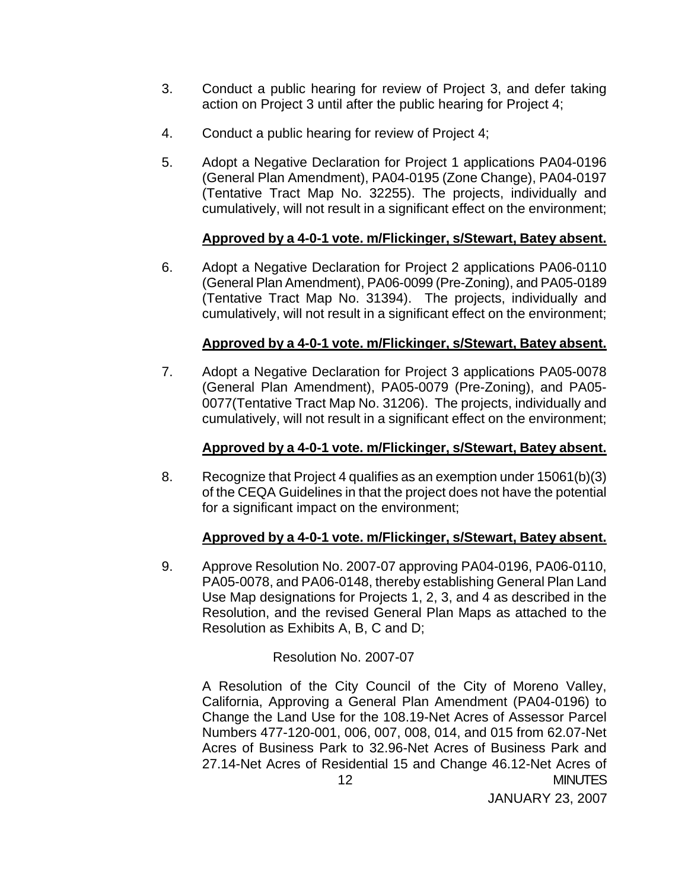3. Conduct a public hearing for review of Project 3, and defer taking action on Project 3 until after the public hearing for Project 4;

4. Conduct a public hearing for review of Project 4;

5. Adopt a Negative Declaration for Project 1 applications PA04-0196 (General Plan Amendment), PA04-0195 (Zone Change), PA04-0197 (Tentative Tract Map No. 32255). The projects, individually and cumulatively, will not result in a significant effect on the environment;

   **Approved by a 4-0-1 vote. m/Flickinger, s/Stewart, Batey absent.**

6. Adopt a Negative Declaration for Project 2 applications PA06-0110 (General Plan Amendment), PA06-0099 (Pre-Zoning), and PA05-0189 (Tentative Tract Map No. 31394). The projects, individually and cumulatively, will not result in a significant effect on the environment;

   **Approved by a 4-0-1 vote. m/Flickinger, s/Stewart, Batey absent.**

7. Adopt a Negative Declaration for Project 3 applications PA05-0078 (General Plan Amendment), PA05-0079 (Pre-Zoning), and PA05-0077(Tentative Tract Map No. 31206). The projects, individually and cumulatively, will not result in a significant effect on the environment;

   **Approved by a 4-0-1 vote. m/Flickinger, s/Stewart, Batey absent.**

8. Recognize that Project 4 qualifies as an exemption under 15061(b)(3) of the CEQA Guidelines in that the project does not have the potential for a significant impact on the environment;

   **Approved by a 4-0-1 vote. m/Flickinger, s/Stewart, Batey absent.**

9. Approve Resolution No. 2007-07 approving PA04-0196, PA06-0110, PA05-0078, and PA06-0148, thereby establishing General Plan Land Use Map designations for Projects 1, 2, 3, and 4 as described in the Resolution, and the revised General Plan Maps as attached to the Resolution as Exhibits A, B, C and D;

   Resolution No. 2007-07

   A Resolution of the City Council of the City of Moreno Valley, California, Approving a General Plan Amendment (PA04-0196) to Change the Land Use for the 108.19-Net Acres of Assessor Parcel Numbers 477-120-001, 006, 007, 008, 014, and 015 from 62.07-Net Acres of Business Park to 32.96-Net Acres of Business Park and 27.14-Net Acres of Residential 15 and Change 46.12-Net Acres of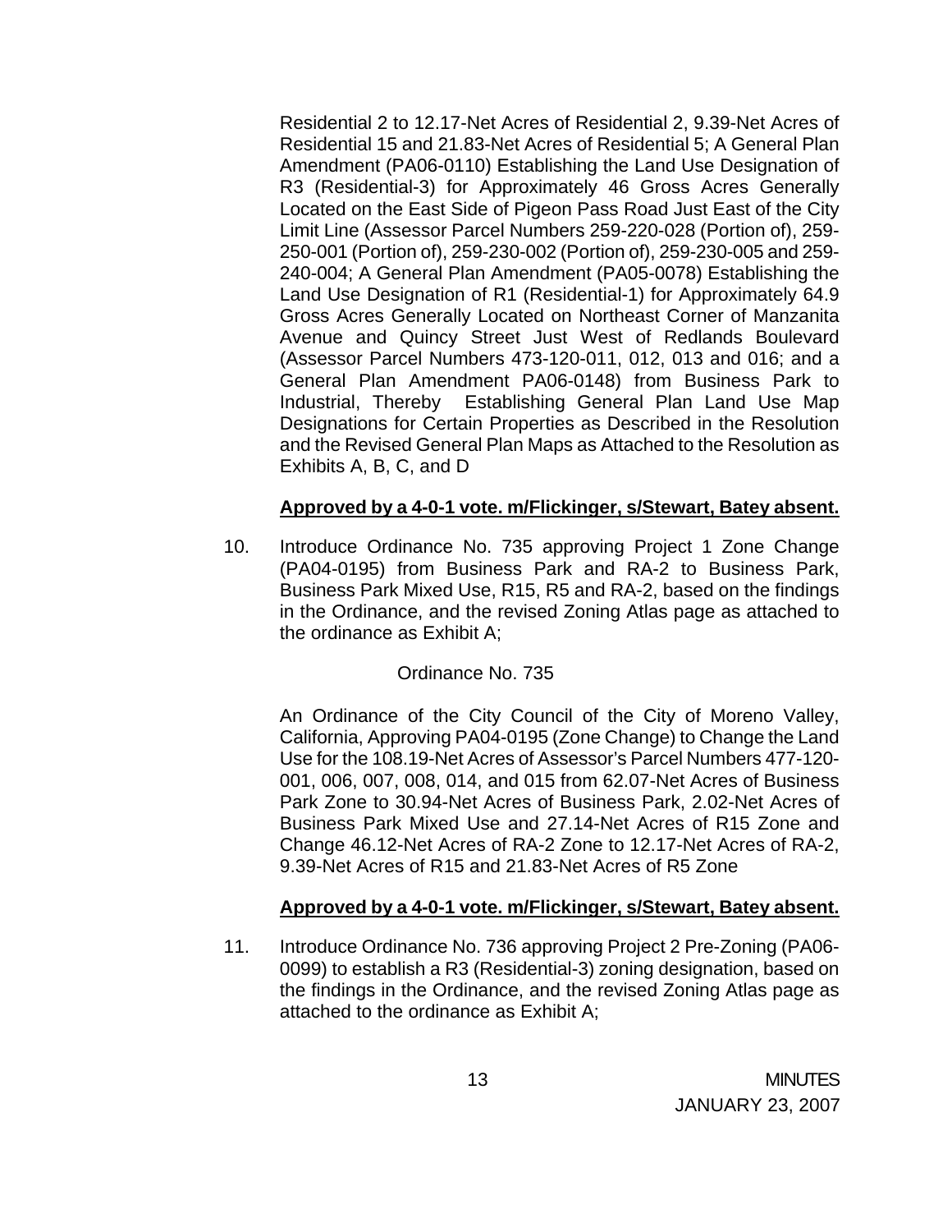Residential 2 to 12.17-Net Acres of Residential 2, 9.39-Net Acres of Residential 15 and 21.83-Net Acres of Residential 5; A General Plan Amendment (PA06-0110) Establishing the Land Use Designation of R3 (Residential-3) for Approximately 46 Gross Acres Generally Located on the East Side of Pigeon Pass Road Just East of the City Limit Line (Assessor Parcel Numbers 259-220-028 (Portion of), 259-250-001 (Portion of), 259-230-002 (Portion of), 259-230-005 and 259-240-004; A General Plan Amendment (PA05-0078) Establishing the Land Use Designation of R1 (Residential-1) for Approximately 64.9 Gross Acres Generally Located on Northeast Corner of Manzanita Avenue and Quincy Street Just West of Redlands Boulevard (Assessor Parcel Numbers 473-120-011, 012, 013 and 016; and a General Plan Amendment PA06-0148) from Business Park to Industrial, Thereby Establishing General Plan Land Use Map Designations for Certain Properties as Described in the Resolution and the Revised General Plan Maps as Attached to the Resolution as Exhibits A, B, C, and D

**Approved by a 4-0-1 vote. m/Flickinger, s/Stewart, Batey absent.**

10. Introduce Ordinance No. 735 approving Project 1 Zone Change (PA04-0195) from Business Park and RA-2 to Business Park, Business Park Mixed Use, R15, R5 and RA-2, based on the findings in the Ordinance, and the revised Zoning Atlas page as attached to the ordinance as Exhibit A;

    Ordinance No. 735

    An Ordinance of the City Council of the City of Moreno Valley, California, Approving PA04-0195 (Zone Change) to Change the Land Use for the 108.19-Net Acres of Assessor's Parcel Numbers 477-120-001, 006, 007, 008, 014, and 015 from 62.07-Net Acres of Business Park Zone to 30.94-Net Acres of Business Park, 2.02-Net Acres of Business Park Mixed Use and 27.14-Net Acres of R15 Zone and Change 46.12-Net Acres of RA-2 Zone to 12.17-Net Acres of RA-2, 9.39-Net Acres of R15 and 21.83-Net Acres of R5 Zone

    **Approved by a 4-0-1 vote. m/Flickinger, s/Stewart, Batey absent.**

11. Introduce Ordinance No. 736 approving Project 2 Pre-Zoning (PA06-0099) to establish a R3 (Residential-3) zoning designation, based on the findings in the Ordinance, and the revised Zoning Atlas page as attached to the ordinance as Exhibit A;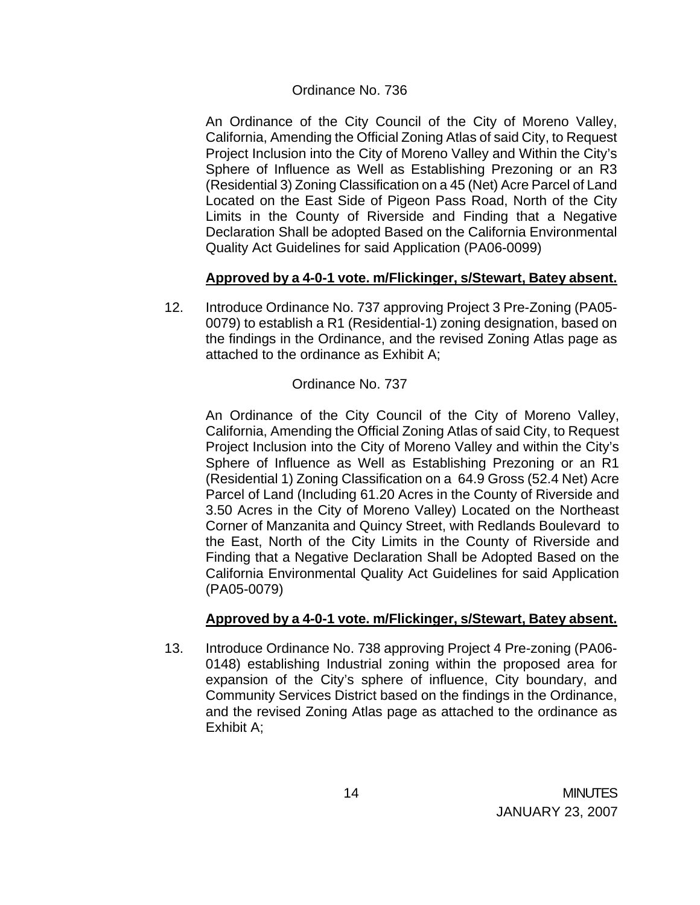Ordinance No. 736

An Ordinance of the City Council of the City of Moreno Valley, California, Amending the Official Zoning Atlas of said City, to Request Project Inclusion into the City of Moreno Valley and Within the City's Sphere of Influence as Well as Establishing Prezoning or an R3 (Residential 3) Zoning Classification on a 45 (Net) Acre Parcel of Land Located on the East Side of Pigeon Pass Road, North of the City Limits in the County of Riverside and Finding that a Negative Declaration Shall be adopted Based on the California Environmental Quality Act Guidelines for said Application (PA06-0099)

**Approved by a 4-0-1 vote. m/Flickinger, s/Stewart, Batey absent.**

12. Introduce Ordinance No. 737 approving Project 3 Pre-Zoning (PA05-0079) to establish a R1 (Residential-1) zoning designation, based on the findings in the Ordinance, and the revised Zoning Atlas page as attached to the ordinance as Exhibit A;

Ordinance No. 737

An Ordinance of the City Council of the City of Moreno Valley, California, Amending the Official Zoning Atlas of said City, to Request Project Inclusion into the City of Moreno Valley and within the City's Sphere of Influence as Well as Establishing Prezoning or an R1 (Residential 1) Zoning Classification on a 64.9 Gross (52.4 Net) Acre Parcel of Land (Including 61.20 Acres in the County of Riverside and 3.50 Acres in the City of Moreno Valley) Located on the Northeast Corner of Manzanita and Quincy Street, with Redlands Boulevard to the East, North of the City Limits in the County of Riverside and Finding that a Negative Declaration Shall be Adopted Based on the California Environmental Quality Act Guidelines for said Application (PA05-0079)

**Approved by a 4-0-1 vote. m/Flickinger, s/Stewart, Batey absent.**

13. Introduce Ordinance No. 738 approving Project 4 Pre-zoning (PA06-0148) establishing Industrial zoning within the proposed area for expansion of the City's sphere of influence, City boundary, and Community Services District based on the findings in the Ordinance, and the revised Zoning Atlas page as attached to the ordinance as Exhibit A;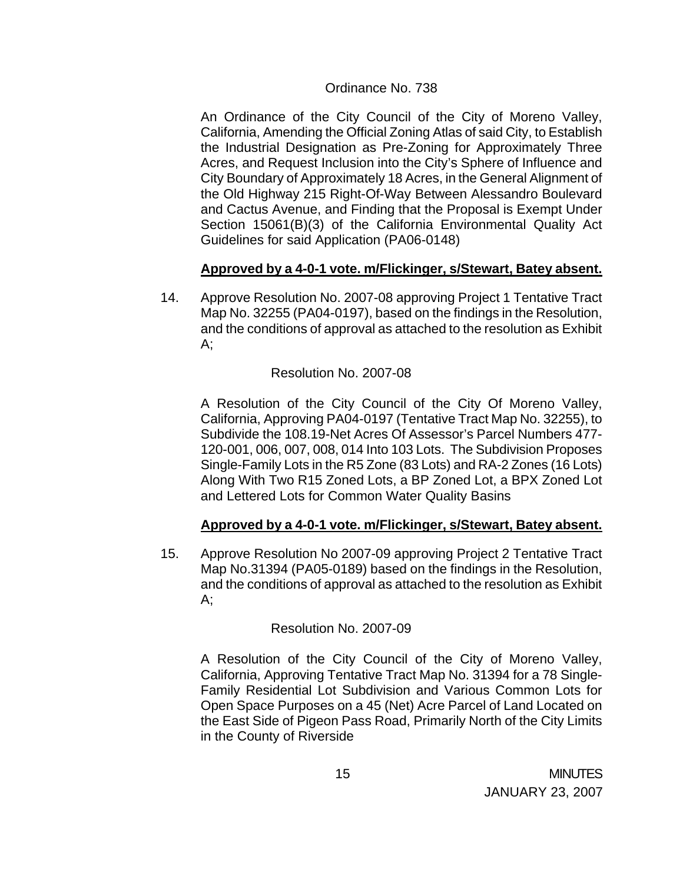Ordinance No. 738

An Ordinance of the City Council of the City of Moreno Valley, California, Amending the Official Zoning Atlas of said City, to Establish the Industrial Designation as Pre-Zoning for Approximately Three Acres, and Request Inclusion into the City's Sphere of Influence and City Boundary of Approximately 18 Acres, in the General Alignment of the Old Highway 215 Right-Of-Way Between Alessandro Boulevard and Cactus Avenue, and Finding that the Proposal is Exempt Under Section 15061(B)(3) of the California Environmental Quality Act Guidelines for said Application (PA06-0148)

**Approved by a 4-0-1 vote. m/Flickinger, s/Stewart, Batey absent.**

14. Approve Resolution No. 2007-08 approving Project 1 Tentative Tract Map No. 32255 (PA04-0197), based on the findings in the Resolution, and the conditions of approval as attached to the resolution as Exhibit A;

    Resolution No. 2007-08

    A Resolution of the City Council of the City Of Moreno Valley, California, Approving PA04-0197 (Tentative Tract Map No. 32255), to Subdivide the 108.19-Net Acres Of Assessor's Parcel Numbers 477-120-001, 006, 007, 008, 014 Into 103 Lots. The Subdivision Proposes Single-Family Lots in the R5 Zone (83 Lots) and RA-2 Zones (16 Lots) Along With Two R15 Zoned Lots, a BP Zoned Lot, a BPX Zoned Lot and Lettered Lots for Common Water Quality Basins

    **Approved by a 4-0-1 vote. m/Flickinger, s/Stewart, Batey absent.**

15. Approve Resolution No 2007-09 approving Project 2 Tentative Tract Map No.31394 (PA05-0189) based on the findings in the Resolution, and the conditions of approval as attached to the resolution as Exhibit A;

    Resolution No. 2007-09

    A Resolution of the City Council of the City of Moreno Valley, California, Approving Tentative Tract Map No. 31394 for a 78 Single-Family Residential Lot Subdivision and Various Common Lots for Open Space Purposes on a 45 (Net) Acre Parcel of Land Located on the East Side of Pigeon Pass Road, Primarily North of the City Limits in the County of Riverside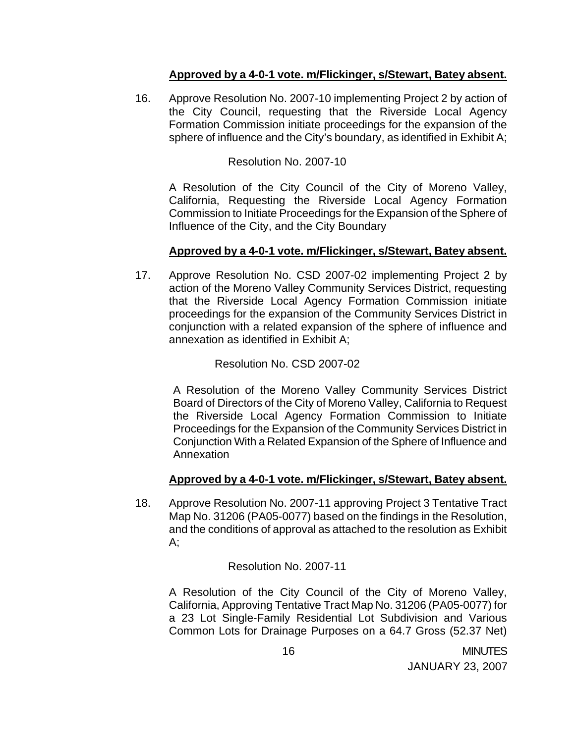**Approved by a 4-0-1 vote. m/Flickinger, s/Stewart, Batey absent.**

16. Approve Resolution No. 2007-10 implementing Project 2 by action of the City Council, requesting that the Riverside Local Agency Formation Commission initiate proceedings for the expansion of the sphere of influence and the City's boundary, as identified in Exhibit A;

    Resolution No. 2007-10

    A Resolution of the City Council of the City of Moreno Valley, California, Requesting the Riverside Local Agency Formation Commission to Initiate Proceedings for the Expansion of the Sphere of Influence of the City, and the City Boundary

    **Approved by a 4-0-1 vote. m/Flickinger, s/Stewart, Batey absent.**

17. Approve Resolution No. CSD 2007-02 implementing Project 2 by action of the Moreno Valley Community Services District, requesting that the Riverside Local Agency Formation Commission initiate proceedings for the expansion of the Community Services District in conjunction with a related expansion of the sphere of influence and annexation as identified in Exhibit A;

    Resolution No. CSD 2007-02

    A Resolution of the Moreno Valley Community Services District Board of Directors of the City of Moreno Valley, California to Request the Riverside Local Agency Formation Commission to Initiate Proceedings for the Expansion of the Community Services District in Conjunction With a Related Expansion of the Sphere of Influence and Annexation

    **Approved by a 4-0-1 vote. m/Flickinger, s/Stewart, Batey absent.**

18. Approve Resolution No. 2007-11 approving Project 3 Tentative Tract Map No. 31206 (PA05-0077) based on the findings in the Resolution, and the conditions of approval as attached to the resolution as Exhibit A;

    Resolution No. 2007-11

    A Resolution of the City Council of the City of Moreno Valley, California, Approving Tentative Tract Map No. 31206 (PA05-0077) for a 23 Lot Single-Family Residential Lot Subdivision and Various Common Lots for Drainage Purposes on a 64.7 Gross (52.37 Net)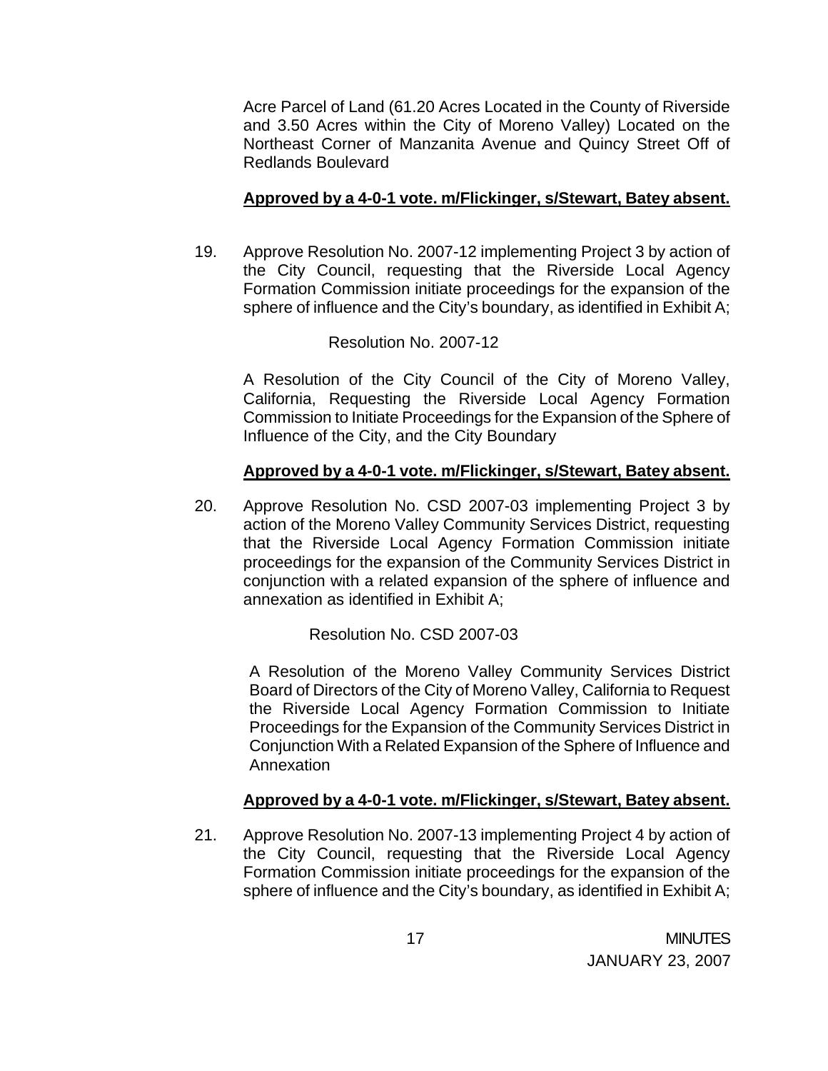Acre Parcel of Land (61.20 Acres Located in the County of Riverside and 3.50 Acres within the City of Moreno Valley) Located on the Northeast Corner of Manzanita Avenue and Quincy Street Off of Redlands Boulevard

**Approved by a 4-0-1 vote. m/Flickinger, s/Stewart, Batey absent.**

19. Approve Resolution No. 2007-12 implementing Project 3 by action of the City Council, requesting that the Riverside Local Agency Formation Commission initiate proceedings for the expansion of the sphere of influence and the City's boundary, as identified in Exhibit A;

    Resolution No. 2007-12

    A Resolution of the City Council of the City of Moreno Valley, California, Requesting the Riverside Local Agency Formation Commission to Initiate Proceedings for the Expansion of the Sphere of Influence of the City, and the City Boundary

    **Approved by a 4-0-1 vote. m/Flickinger, s/Stewart, Batey absent.**

20. Approve Resolution No. CSD 2007-03 implementing Project 3 by action of the Moreno Valley Community Services District, requesting that the Riverside Local Agency Formation Commission initiate proceedings for the expansion of the Community Services District in conjunction with a related expansion of the sphere of influence and annexation as identified in Exhibit A;

    Resolution No. CSD 2007-03

    A Resolution of the Moreno Valley Community Services District Board of Directors of the City of Moreno Valley, California to Request the Riverside Local Agency Formation Commission to Initiate Proceedings for the Expansion of the Community Services District in Conjunction With a Related Expansion of the Sphere of Influence and Annexation

    **Approved by a 4-0-1 vote. m/Flickinger, s/Stewart, Batey absent.**

21. Approve Resolution No. 2007-13 implementing Project 4 by action of the City Council, requesting that the Riverside Local Agency Formation Commission initiate proceedings for the expansion of the sphere of influence and the City's boundary, as identified in Exhibit A;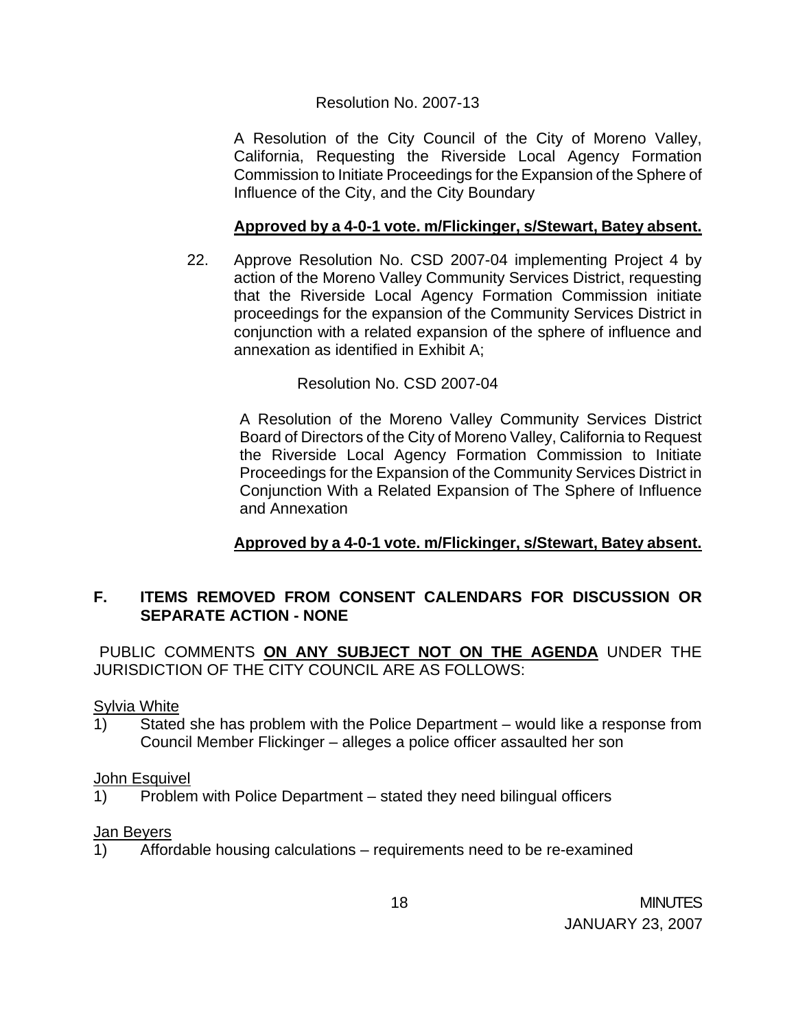Resolution No. 2007-13

A Resolution of the City Council of the City of Moreno Valley, California, Requesting the Riverside Local Agency Formation Commission to Initiate Proceedings for the Expansion of the Sphere of Influence of the City, and the City Boundary

**Approved by a 4-0-1 vote. m/Flickinger, s/Stewart, Batey absent.**

22. Approve Resolution No. CSD 2007-04 implementing Project 4 by action of the Moreno Valley Community Services District, requesting that the Riverside Local Agency Formation Commission initiate proceedings for the expansion of the Community Services District in conjunction with a related expansion of the sphere of influence and annexation as identified in Exhibit A;

Resolution No. CSD 2007-04

A Resolution of the Moreno Valley Community Services District Board of Directors of the City of Moreno Valley, California to Request the Riverside Local Agency Formation Commission to Initiate Proceedings for the Expansion of the Community Services District in Conjunction With a Related Expansion of The Sphere of Influence and Annexation

**Approved by a 4-0-1 vote. m/Flickinger, s/Stewart, Batey absent.**

## F. ITEMS REMOVED FROM CONSENT CALENDARS FOR DISCUSSION OR SEPARATE ACTION - NONE

PUBLIC COMMENTS **ON ANY SUBJECT NOT ON THE AGENDA** UNDER THE JURISDICTION OF THE CITY COUNCIL ARE AS FOLLOWS:

Sylvia White

1) Stated she has problem with the Police Department – would like a response from Council Member Flickinger – alleges a police officer assaulted her son

John Esquivel

1) Problem with Police Department – stated they need bilingual officers

Jan Beyers

1) Affordable housing calculations – requirements need to be re-examined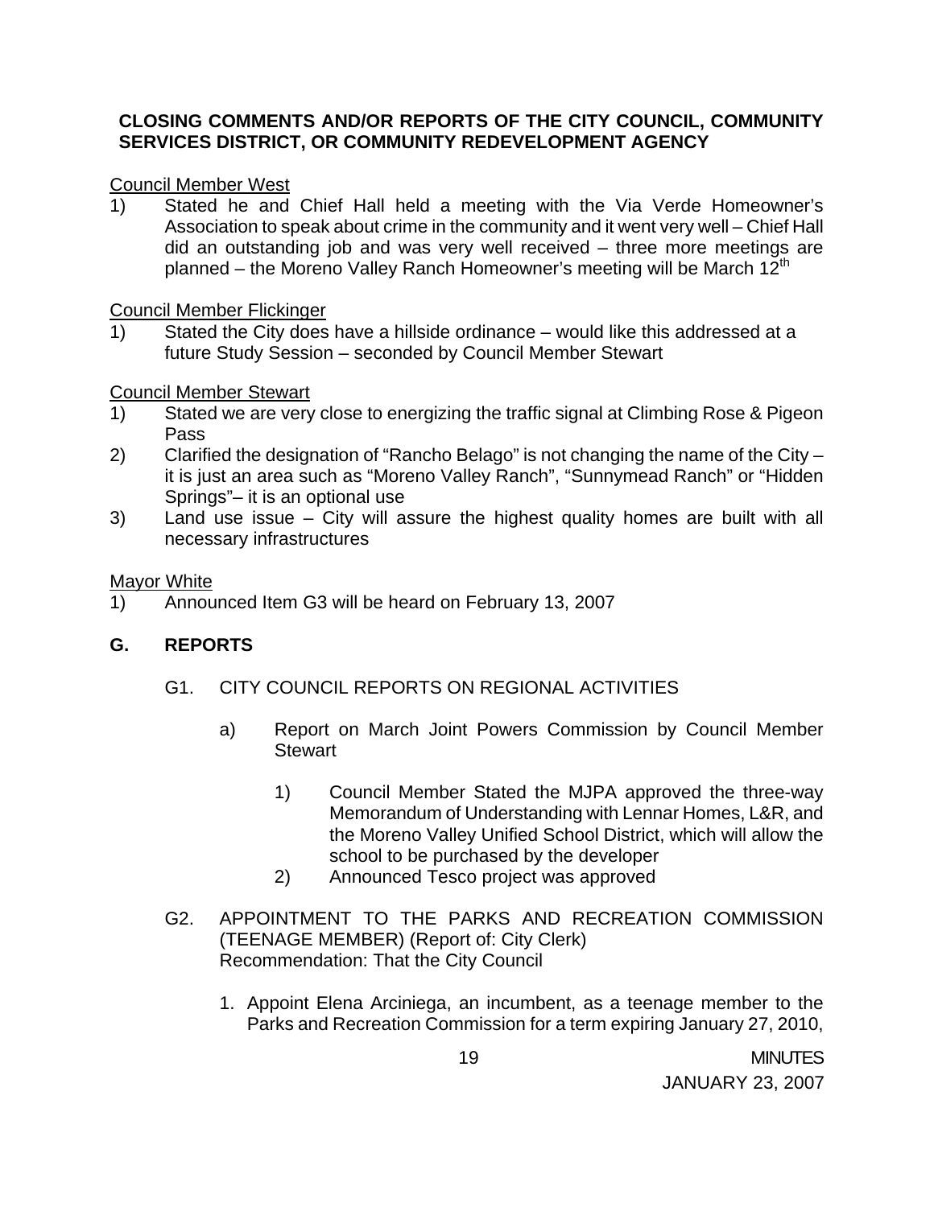**CLOSING COMMENTS AND/OR REPORTS OF THE CITY COUNCIL, COMMUNITY SERVICES DISTRICT, OR COMMUNITY REDEVELOPMENT AGENCY**

Council Member West

1) Stated he and Chief Hall held a meeting with the Via Verde Homeowner's Association to speak about crime in the community and it went very well – Chief Hall did an outstanding job and was very well received – three more meetings are planned – the Moreno Valley Ranch Homeowner's meeting will be March 12th

Council Member Flickinger

1) Stated the City does have a hillside ordinance – would like this addressed at a future Study Session – seconded by Council Member Stewart

Council Member Stewart

1) Stated we are very close to energizing the traffic signal at Climbing Rose & Pigeon Pass
2) Clarified the designation of "Rancho Belago" is not changing the name of the City – it is just an area such as "Moreno Valley Ranch", "Sunnymead Ranch" or "Hidden Springs"– it is an optional use
3) Land use issue – City will assure the highest quality homes are built with all necessary infrastructures

Mayor White

1) Announced Item G3 will be heard on February 13, 2007

## G. REPORTS

G1. CITY COUNCIL REPORTS ON REGIONAL ACTIVITIES

a) Report on March Joint Powers Commission by Council Member Stewart

1) Council Member Stated the MJPA approved the three-way Memorandum of Understanding with Lennar Homes, L&R, and the Moreno Valley Unified School District, which will allow the school to be purchased by the developer
2) Announced Tesco project was approved

G2. APPOINTMENT TO THE PARKS AND RECREATION COMMISSION (TEENAGE MEMBER) (Report of: City Clerk)
Recommendation: That the City Council

1. Appoint Elena Arciniega, an incumbent, as a teenage member to the Parks and Recreation Commission for a term expiring January 27, 2010,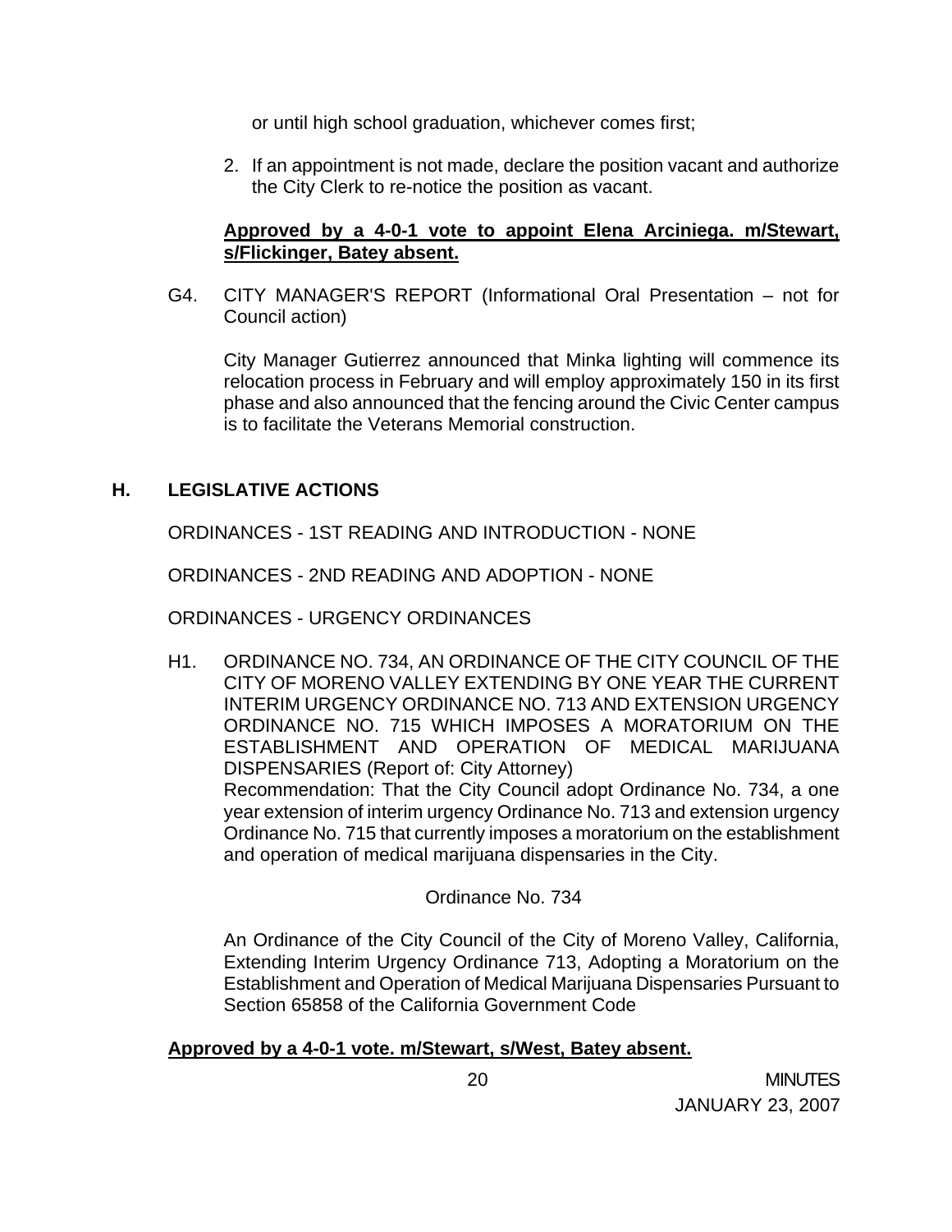or until high school graduation, whichever comes first;

2. If an appointment is not made, declare the position vacant and authorize the City Clerk to re-notice the position as vacant.

**Approved by a 4-0-1 vote to appoint Elena Arciniega. m/Stewart, s/Flickinger, Batey absent.**

G4. CITY MANAGER'S REPORT (Informational Oral Presentation – not for Council action)

City Manager Gutierrez announced that Minka lighting will commence its relocation process in February and will employ approximately 150 in its first phase and also announced that the fencing around the Civic Center campus is to facilitate the Veterans Memorial construction.

## H. LEGISLATIVE ACTIONS

ORDINANCES - 1ST READING AND INTRODUCTION - NONE

ORDINANCES - 2ND READING AND ADOPTION - NONE

ORDINANCES - URGENCY ORDINANCES

H1. ORDINANCE NO. 734, AN ORDINANCE OF THE CITY COUNCIL OF THE CITY OF MORENO VALLEY EXTENDING BY ONE YEAR THE CURRENT INTERIM URGENCY ORDINANCE NO. 713 AND EXTENSION URGENCY ORDINANCE NO. 715 WHICH IMPOSES A MORATORIUM ON THE ESTABLISHMENT AND OPERATION OF MEDICAL MARIJUANA DISPENSARIES (Report of: City Attorney)
Recommendation: That the City Council adopt Ordinance No. 734, a one year extension of interim urgency Ordinance No. 713 and extension urgency Ordinance No. 715 that currently imposes a moratorium on the establishment and operation of medical marijuana dispensaries in the City.

Ordinance No. 734

An Ordinance of the City Council of the City of Moreno Valley, California, Extending Interim Urgency Ordinance 713, Adopting a Moratorium on the Establishment and Operation of Medical Marijuana Dispensaries Pursuant to Section 65858 of the California Government Code

**Approved by a 4-0-1 vote. m/Stewart, s/West, Batey absent.**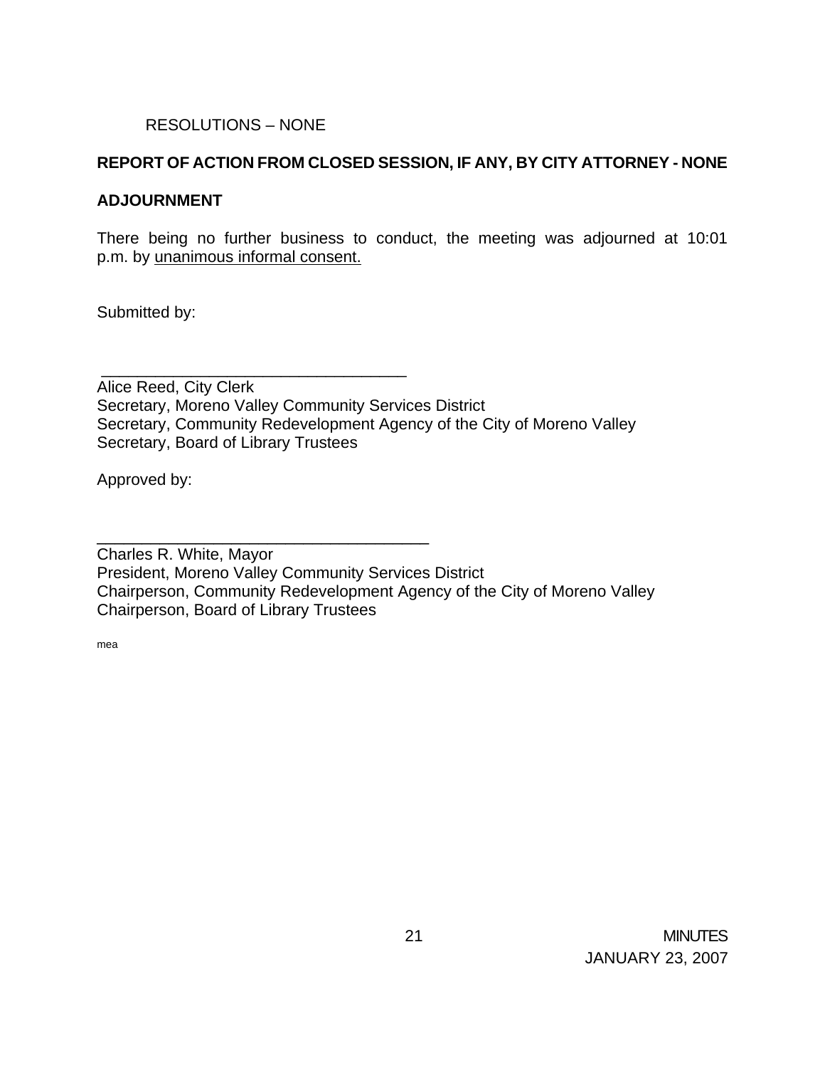RESOLUTIONS – NONE

**REPORT OF ACTION FROM CLOSED SESSION, IF ANY, BY CITY ATTORNEY - NONE**

**ADJOURNMENT**

There being no further business to conduct, the meeting was adjourned at 10:01 p.m. by unanimous informal consent.

Submitted by:

\_\_\_\_\_\_\_\_\_\_\_\_\_\_\_\_\_\_\_\_\_\_\_\_\_\_\_\_\_\_\_\_\_\_\_\_

Alice Reed, City Clerk
Secretary, Moreno Valley Community Services District
Secretary, Community Redevelopment Agency of the City of Moreno Valley
Secretary, Board of Library Trustees

Approved by:

\_\_\_\_\_\_\_\_\_\_\_\_\_\_\_\_\_\_\_\_\_\_\_\_\_\_\_\_\_\_\_\_\_\_\_\_\_\_

Charles R. White, Mayor
President, Moreno Valley Community Services District
Chairperson, Community Redevelopment Agency of the City of Moreno Valley
Chairperson, Board of Library Trustees

mea